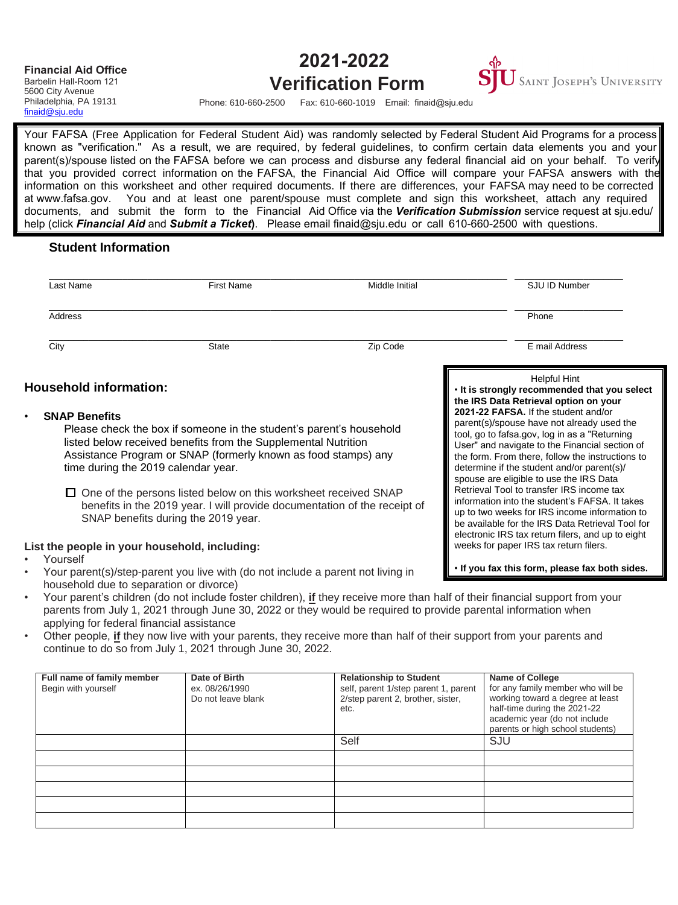**Financial Aid Office**
Barbelin Hall-Room 121
5600 City Avenue
Philadelphia, PA 19131
finaid@sju.edu

# 2021-2022 Verification Form

SJU Saint Joseph's University

Phone: 610-660-2500 Fax: 610-660-1019 Email: finaid@sju.edu

Your FAFSA (Free Application for Federal Student Aid) was randomly selected by Federal Student Aid Programs for a process known as "verification." As a result, we are required, by federal guidelines, to confirm certain data elements you and your parent(s)/spouse listed on the FAFSA before we can process and disburse any federal financial aid on your behalf. To verify that you provided correct information on the FAFSA, the Financial Aid Office will compare your FAFSA answers with the information on this worksheet and other required documents. If there are differences, your FAFSA may need to be corrected at www.fafsa.gov. You and at least one parent/spouse must complete and sign this worksheet, attach any required documents, and submit the form to the Financial Aid Office via the ***Verification Submission*** service request at sju.edu/ help (click ***Financial Aid*** and ***Submit a Ticket***). Please email finaid@sju.edu or call 610-660-2500 with questions.

## Student Information

Last Name ______ First Name ______ Middle Initial ______ SJU ID Number ______

Address ______ Phone ______

City ______ State ______ Zip Code ______ E mail Address ______

## Household information:

- **SNAP Benefits**

  Please check the box if someone in the student's parent's household listed below received benefits from the Supplemental Nutrition Assistance Program or SNAP (formerly known as food stamps) any time during the 2019 calendar year.

  ☐ One of the persons listed below on this worksheet received SNAP benefits in the 2019 year. I will provide documentation of the receipt of SNAP benefits during the 2019 year.

> Helpful Hint
> • **It is strongly recommended that you select the IRS Data Retrieval option on your 2021-22 FAFSA.** If the student and/or parent(s)/spouse have not already used the tool, go to fafsa.gov, log in as a "Returning User" and navigate to the Financial section of the form. From there, follow the instructions to determine if the student and/or parent(s)/ spouse are eligible to use the IRS Data Retrieval Tool to transfer IRS income tax information into the student's FAFSA. It takes up to two weeks for IRS income information to be available for the IRS Data Retrieval Tool for electronic IRS tax return filers, and up to eight weeks for paper IRS tax return filers.
>
> • **If you fax this form, please fax both sides.**

**List the people in your household, including:**

- Yourself
- Your parent(s)/step-parent you live with (do not include a parent not living in household due to separation or divorce)
- Your parent's children (do not include foster children), **if** they receive more than half of their financial support from your parents from July 1, 2021 through June 30, 2022 or they would be required to provide parental information when applying for federal financial assistance
- Other people, **if** they now live with your parents, they receive more than half of their support from your parents and continue to do so from July 1, 2021 through June 30, 2022.

| **Full name of family member** Begin with yourself | **Date of Birth** ex. 08/26/1990 Do not leave blank | **Relationship to Student** self, parent 1/step parent 1, parent 2/step parent 2, brother, sister, etc. | **Name of College** for any family member who will be working toward a degree at least half-time during the 2021-22 academic year (do not include parents or high school students) |
|---|---|---|---|
| | | Self | SJU |
| | | | |
| | | | |
| | | | |
| | | | |
| | | | |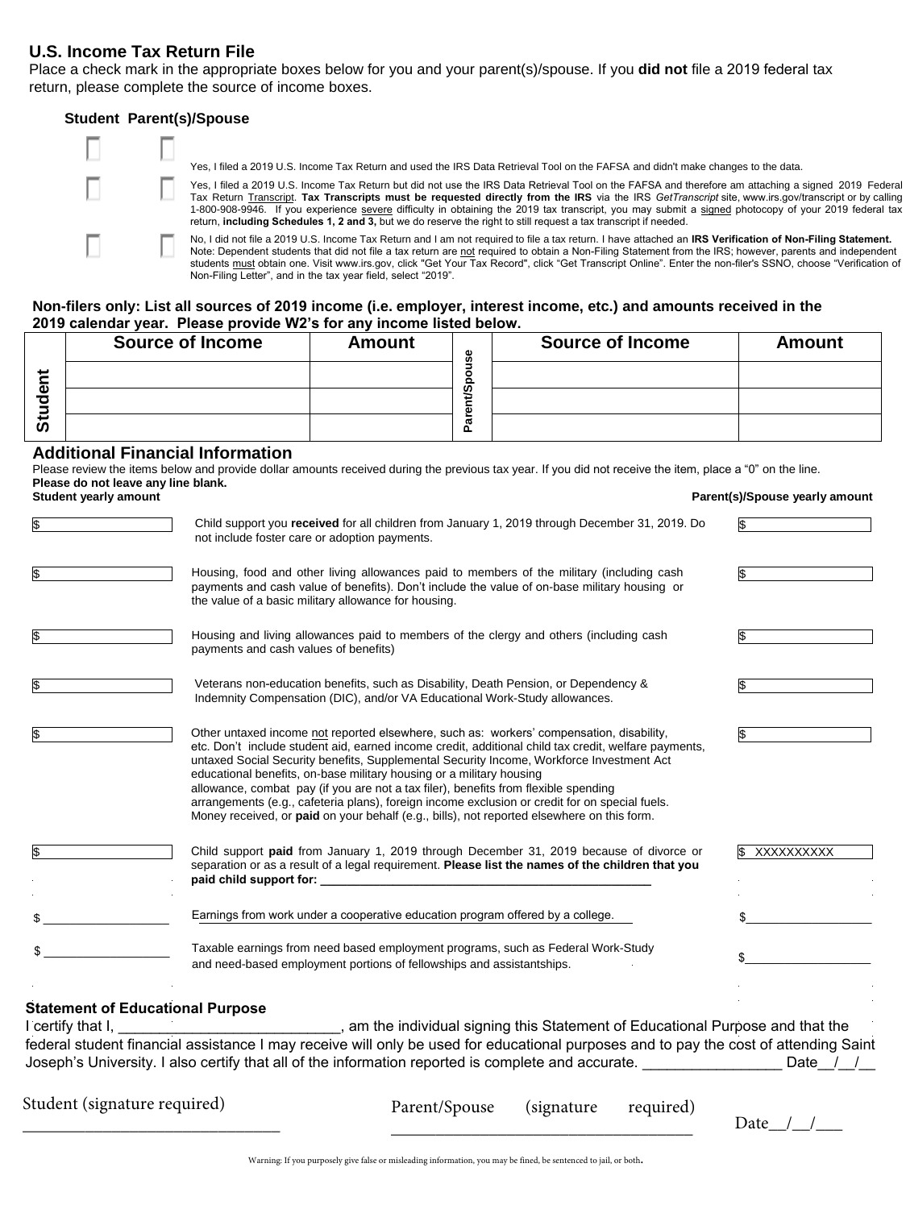## U.S. Income Tax Return File

Place a check mark in the appropriate boxes below for you and your parent(s)/spouse. If you **did not** file a 2019 federal tax return, please complete the source of income boxes.

| Student | Parent(s)/Spouse | |
|---|---|---|
| ☐ | ☐ | Yes, I filed a 2019 U.S. Income Tax Return and used the IRS Data Retrieval Tool on the FAFSA and didn't make changes to the data. |
| ☐ | ☐ | Yes, I filed a 2019 U.S. Income Tax Return but did not use the IRS Data Retrieval Tool on the FAFSA and therefore am attaching a signed 2019 Federal Tax Return Transcript. **Tax Transcripts must be requested directly from the IRS** via the IRS *GetTranscript* site, www.irs.gov/transcript or by calling 1-800-908-9946. If you experience severe difficulty in obtaining the 2019 tax transcript, you may submit a signed photocopy of your 2019 federal tax return, **including Schedules 1, 2 and 3,** but we do reserve the right to still request a tax transcript if needed. |
| ☐ | ☐ | No, I did not file a 2019 U.S. Income Tax Return and I am not required to file a tax return. I have attached an **IRS Verification of Non-Filing Statement.** Note: Dependent students that did not file a tax return are not required to obtain a Non-Filing Statement from the IRS; however, parents and independent students must obtain one. Visit www.irs.gov, click "Get Your Tax Record", click "Get Transcript Online". Enter the non-filer's SSNO, choose "Verification of Non-Filing Letter", and in the tax year field, select "2019". |

**Non-filers only: List all sources of 2019 income (i.e. employer, interest income, etc.) and amounts received in the 2019 calendar year. Please provide W2's for any income listed below.**

| | Source of Income | Amount | | Source of Income | Amount |
|---|---|---|---|---|---|
| Student | | | Parent/Spouse | | |
| | | | | | |
| | | | | | |

## Additional Financial Information

Please review the items below and provide dollar amounts received during the previous tax year. If you did not receive the item, place a "0" on the line.
**Please do not leave any line blank.**

| Student yearly amount | | Parent(s)/Spouse yearly amount |
|---|---|---|
| $ | Child support you **received** for all children from January 1, 2019 through December 31, 2019. Do not include foster care or adoption payments. | $ |
| $ | Housing, food and other living allowances paid to members of the military (including cash payments and cash value of benefits). Don't include the value of on-base military housing or the value of a basic military allowance for housing. | $ |
| $ | Housing and living allowances paid to members of the clergy and others (including cash payments and cash values of benefits) | $ |
| $ | Veterans non-education benefits, such as Disability, Death Pension, or Dependency & Indemnity Compensation (DIC), and/or VA Educational Work-Study allowances. | $ |
| $ | Other untaxed income not reported elsewhere, such as: workers' compensation, disability, etc. Don't include student aid, earned income credit, additional child tax credit, welfare payments, untaxed Social Security benefits, Supplemental Security Income, Workforce Investment Act educational benefits, on-base military housing or a military housing allowance, combat pay (if you are not a tax filer), benefits from flexible spending arrangements (e.g., cafeteria plans), foreign income exclusion or credit for on special fuels. Money received, or **paid** on your behalf (e.g., bills), not reported elsewhere on this form. | $ |
| $ | Child support **paid** from January 1, 2019 through December 31, 2019 because of divorce or separation or as a result of a legal requirement. **Please list the names of the children that you paid child support for:** ____________________ | $ XXXXXXXXX |
| $ ________ | Earnings from work under a cooperative education program offered by a college. | $ ________ |
| $ ________ | Taxable earnings from need based employment programs, such as Federal Work-Study and need-based employment portions of fellowships and assistantships. | $ ________ |

### Statement of Educational Purpose

I certify that I, ___________________________, am the individual signing this Statement of Educational Purpose and that the federal student financial assistance I may receive will only be used for educational purposes and to pay the cost of attending Saint Joseph's University. I also certify that all of the information reported is complete and accurate. ________________ Date__/__/__

Student (signature required) ______________________________

Parent/Spouse (signature required) ____________________________________ Date__/__/___

Warning: If you purposely give false or misleading information, you may be fined, be sentenced to jail, or both.